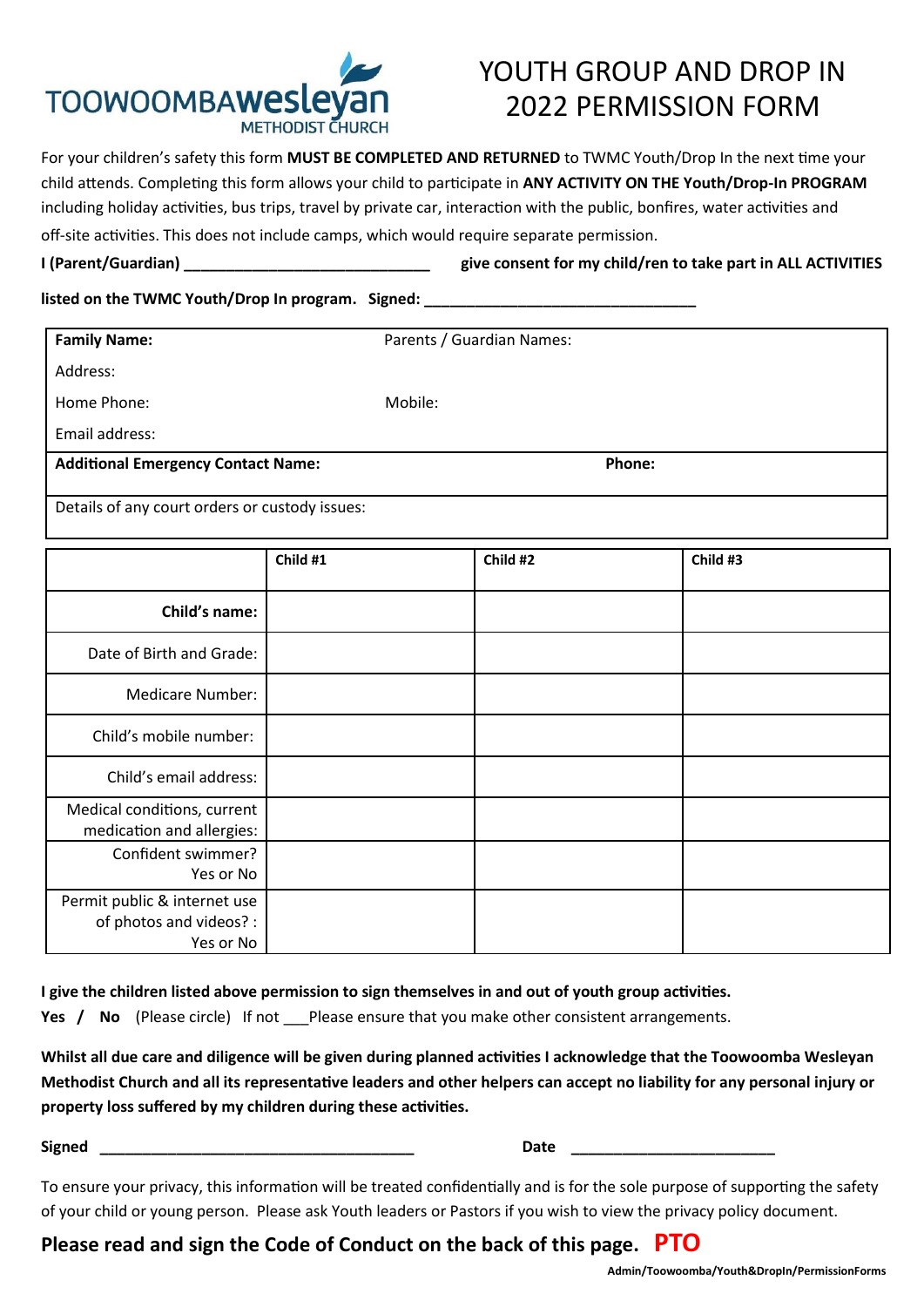TOOWOOMBA**wesleyan** METHODIST CHURCH

# YOUTH GROUP AND DROP IN 2022 PERMISSION FORM

For your children's safety this form **MUST BE COMPLETED AND RETURNED** to TWMC Youth/Drop In the next time your child attends. Completing this form allows your child to participate in **ANY ACTIVITY ON THE Youth/Drop-In PROGRAM** including holiday activities, bus trips, travel by private car, interaction with the public, bonfires, water activities and off-site activities. This does not include camps, which would require separate permission.

**I (Parent/Guardian) ______________________________ give consent for my child/ren to take part in ALL ACTIVITIES listed on the TWMC Youth/Drop In program. Signed: ________________________________**

| **Family Name:** | Parents / Guardian Names: |
|---|---|
| Address: | |
| Home Phone: | Mobile: |
| Email address: | |
| **Additional Emergency Contact Name:** | **Phone:** |
| Details of any court orders or custody issues: | |

| | **Child #1** | **Child #2** | **Child #3** |
|---|---|---|---|
| **Child's name:** | | | |
| Date of Birth and Grade: | | | |
| Medicare Number: | | | |
| Child's mobile number: | | | |
| Child's email address: | | | |
| Medical conditions, current medication and allergies: | | | |
| Confident swimmer? Yes or No | | | |
| Permit public & internet use of photos and videos? : Yes or No | | | |

**I give the children listed above permission to sign themselves in and out of youth group activities.**

**Yes / No** (Please circle) If not ___Please ensure that you make other consistent arrangements.

**Whilst all due care and diligence will be given during planned activities I acknowledge that the Toowoomba Wesleyan Methodist Church and all its representative leaders and other helpers can accept no liability for any personal injury or property loss suffered by my children during these activities.**

**Signed** ______________________________________ **Date** _________________________

To ensure your privacy, this information will be treated confidentially and is for the sole purpose of supporting the safety of your child or young person. Please ask Youth leaders or Pastors if you wish to view the privacy policy document.

**Please read and sign the Code of Conduct on the back of this page. PTO**

**Admin/Toowoomba/Youth&DropIn/PermissionForms**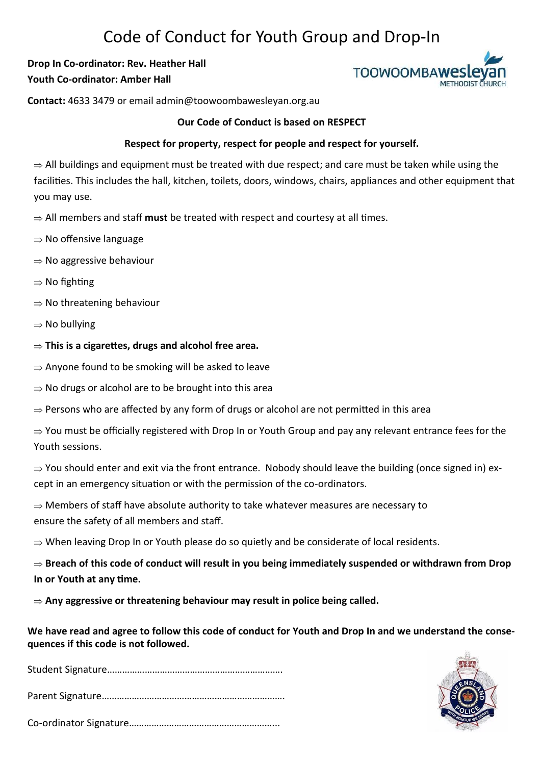# Code of Conduct for Youth Group and Drop-In

**Drop In Co-ordinator: Rev. Heather Hall**
**Youth Co-ordinator: Amber Hall**

**Contact:** 4633 3479 or email admin@toowoombawesleyan.org.au

**Our Code of Conduct is based on RESPECT**

**Respect for property, respect for people and respect for yourself.**

⇒ All buildings and equipment must be treated with due respect; and care must be taken while using the facilities. This includes the hall, kitchen, toilets, doors, windows, chairs, appliances and other equipment that you may use.

⇒ All members and staff **must** be treated with respect and courtesy at all times.

⇒ No offensive language

⇒ No aggressive behaviour

⇒ No fighting

⇒ No threatening behaviour

⇒ No bullying

⇒ **This is a cigarettes, drugs and alcohol free area.**

⇒ Anyone found to be smoking will be asked to leave

⇒ No drugs or alcohol are to be brought into this area

⇒ Persons who are affected by any form of drugs or alcohol are not permitted in this area

⇒ You must be officially registered with Drop In or Youth Group and pay any relevant entrance fees for the Youth sessions.

⇒ You should enter and exit via the front entrance. Nobody should leave the building (once signed in) except in an emergency situation or with the permission of the co-ordinators.

⇒ Members of staff have absolute authority to take whatever measures are necessary to ensure the safety of all members and staff.

⇒ When leaving Drop In or Youth please do so quietly and be considerate of local residents.

⇒ **Breach of this code of conduct will result in you being immediately suspended or withdrawn from Drop In or Youth at any time.**

⇒ **Any aggressive or threatening behaviour may result in police being called.**

**We have read and agree to follow this code of conduct for Youth and Drop In and we understand the consequences if this code is not followed.**

Student Signature…………………………………………………………….

Parent Signature……………………………………………………………….

Co-ordinator Signature…………………………………………………..